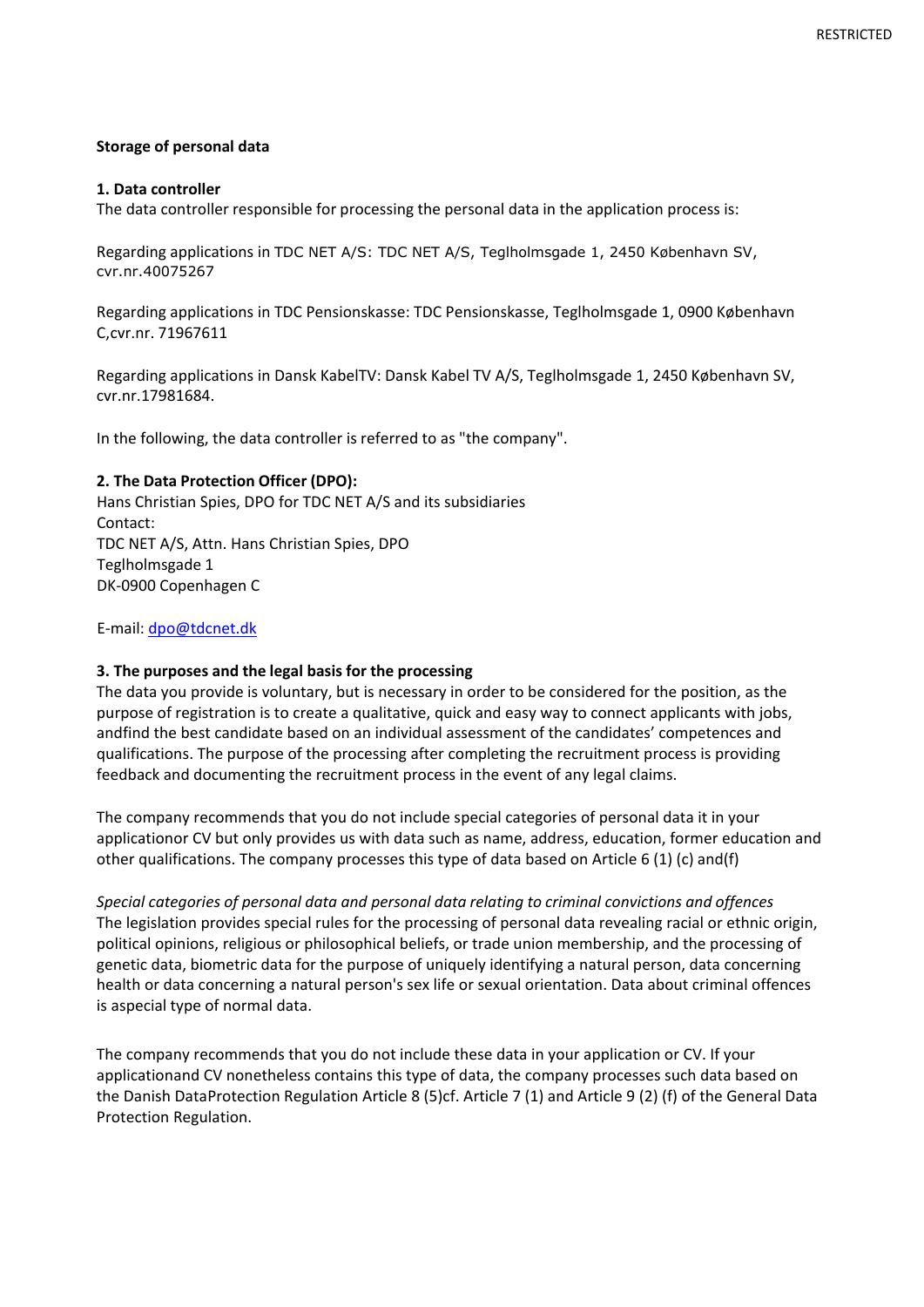**Storage of personal data**

**1. Data controller**

The data controller responsible for processing the personal data in the application process is:

Regarding applications in TDC NET A/S: TDC NET A/S, Teglholmsgade 1, 2450 København SV, cvr.nr.40075267

Regarding applications in TDC Pensionskasse: TDC Pensionskasse, Teglholmsgade 1, 0900 København C,cvr.nr. 71967611

Regarding applications in Dansk KabelTV: Dansk Kabel TV A/S, Teglholmsgade 1, 2450 København SV, cvr.nr.17981684.

In the following, the data controller is referred to as "the company".

**2. The Data Protection Officer (DPO):**

Hans Christian Spies, DPO for TDC NET A/S and its subsidiaries
Contact:
TDC NET A/S, Attn. Hans Christian Spies, DPO
Teglholmsgade 1
DK-0900 Copenhagen C

E-mail: dpo@tdcnet.dk

**3. The purposes and the legal basis for the processing**

The data you provide is voluntary, but is necessary in order to be considered for the position, as the purpose of registration is to create a qualitative, quick and easy way to connect applicants with jobs, andfind the best candidate based on an individual assessment of the candidates' competences and qualifications. The purpose of the processing after completing the recruitment process is providing feedback and documenting the recruitment process in the event of any legal claims.

The company recommends that you do not include special categories of personal data it in your applicationor CV but only provides us with data such as name, address, education, former education and other qualifications. The company processes this type of data based on Article 6 (1) (c) and(f)

*Special categories of personal data and personal data relating to criminal convictions and offences*

The legislation provides special rules for the processing of personal data revealing racial or ethnic origin, political opinions, religious or philosophical beliefs, or trade union membership, and the processing of genetic data, biometric data for the purpose of uniquely identifying a natural person, data concerning health or data concerning a natural person's sex life or sexual orientation. Data about criminal offences is aspecial type of normal data.

The company recommends that you do not include these data in your application or CV. If your applicationand CV nonetheless contains this type of data, the company processes such data based on the Danish DataProtection Regulation Article 8 (5)cf. Article 7 (1) and Article 9 (2) (f) of the General Data Protection Regulation.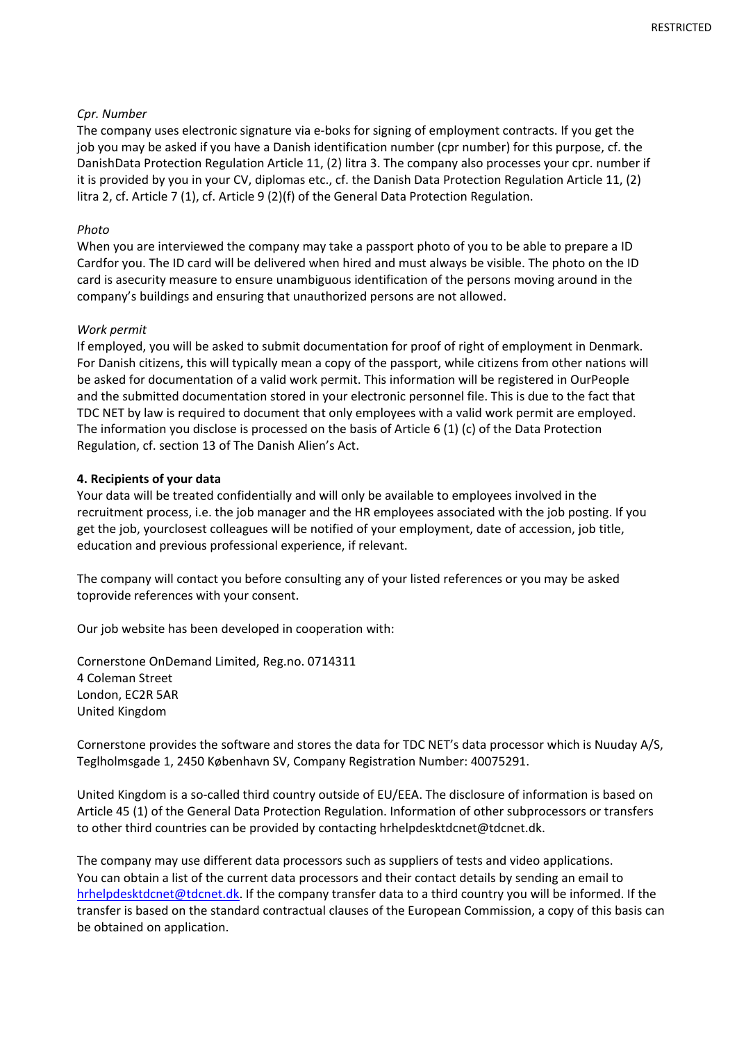*Cpr. Number*

The company uses electronic signature via e-boks for signing of employment contracts. If you get the job you may be asked if you have a Danish identification number (cpr number) for this purpose, cf. the DanishData Protection Regulation Article 11, (2) litra 3. The company also processes your cpr. number if it is provided by you in your CV, diplomas etc., cf. the Danish Data Protection Regulation Article 11, (2) litra 2, cf. Article 7 (1), cf. Article 9 (2)(f) of the General Data Protection Regulation.

*Photo*

When you are interviewed the company may take a passport photo of you to be able to prepare a ID Cardfor you. The ID card will be delivered when hired and must always be visible. The photo on the ID card is asecurity measure to ensure unambiguous identification of the persons moving around in the company's buildings and ensuring that unauthorized persons are not allowed.

*Work permit*

If employed, you will be asked to submit documentation for proof of right of employment in Denmark. For Danish citizens, this will typically mean a copy of the passport, while citizens from other nations will be asked for documentation of a valid work permit. This information will be registered in OurPeople and the submitted documentation stored in your electronic personnel file. This is due to the fact that TDC NET by law is required to document that only employees with a valid work permit are employed. The information you disclose is processed on the basis of Article 6 (1) (c) of the Data Protection Regulation, cf. section 13 of The Danish Alien's Act.

**4. Recipients of your data**

Your data will be treated confidentially and will only be available to employees involved in the recruitment process, i.e. the job manager and the HR employees associated with the job posting. If you get the job, yourclosest colleagues will be notified of your employment, date of accession, job title, education and previous professional experience, if relevant.

The company will contact you before consulting any of your listed references or you may be asked toprovide references with your consent.

Our job website has been developed in cooperation with:

Cornerstone OnDemand Limited, Reg.no. 0714311
4 Coleman Street
London, EC2R 5AR
United Kingdom

Cornerstone provides the software and stores the data for TDC NET's data processor which is Nuuday A/S, Teglholmsgade 1, 2450 København SV, Company Registration Number: 40075291.

United Kingdom is a so-called third country outside of EU/EEA. The disclosure of information is based on Article 45 (1) of the General Data Protection Regulation. Information of other subprocessors or transfers to other third countries can be provided by contacting hrhelpdesktdcnet@tdcnet.dk.

The company may use different data processors such as suppliers of tests and video applications. You can obtain a list of the current data processors and their contact details by sending an email to hrhelpdesktdcnet@tdcnet.dk. If the company transfer data to a third country you will be informed. If the transfer is based on the standard contractual clauses of the European Commission, a copy of this basis can be obtained on application.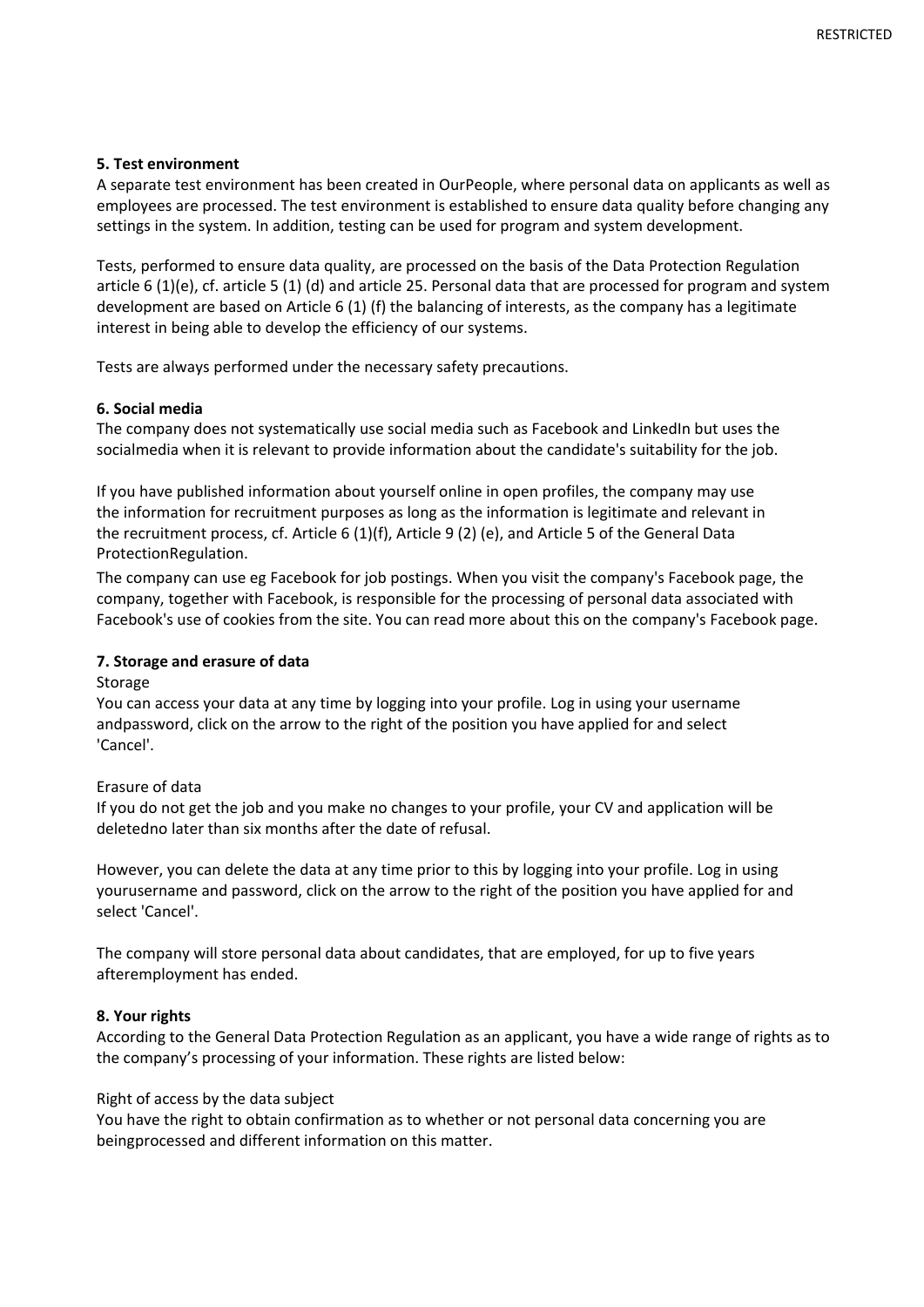### 5. Test environment

A separate test environment has been created in OurPeople, where personal data on applicants as well as employees are processed. The test environment is established to ensure data quality before changing any settings in the system. In addition, testing can be used for program and system development.

Tests, performed to ensure data quality, are processed on the basis of the Data Protection Regulation article 6 (1)(e), cf. article 5 (1) (d) and article 25. Personal data that are processed for program and system development are based on Article 6 (1) (f) the balancing of interests, as the company has a legitimate interest in being able to develop the efficiency of our systems.

Tests are always performed under the necessary safety precautions.

### 6. Social media

The company does not systematically use social media such as Facebook and LinkedIn but uses the socialmedia when it is relevant to provide information about the candidate's suitability for the job.

If you have published information about yourself online in open profiles, the company may use the information for recruitment purposes as long as the information is legitimate and relevant in the recruitment process, cf. Article 6 (1)(f), Article 9 (2) (e), and Article 5 of the General Data ProtectionRegulation.

The company can use eg Facebook for job postings. When you visit the company's Facebook page, the company, together with Facebook, is responsible for the processing of personal data associated with Facebook's use of cookies from the site. You can read more about this on the company's Facebook page.

### 7. Storage and erasure of data

Storage

You can access your data at any time by logging into your profile. Log in using your username andpassword, click on the arrow to the right of the position you have applied for and select 'Cancel'.

Erasure of data

If you do not get the job and you make no changes to your profile, your CV and application will be deletedno later than six months after the date of refusal.

However, you can delete the data at any time prior to this by logging into your profile. Log in using yourusername and password, click on the arrow to the right of the position you have applied for and select 'Cancel'.

The company will store personal data about candidates, that are employed, for up to five years afteremployment has ended.

### 8. Your rights

According to the General Data Protection Regulation as an applicant, you have a wide range of rights as to the company's processing of your information. These rights are listed below:

Right of access by the data subject

You have the right to obtain confirmation as to whether or not personal data concerning you are beingprocessed and different information on this matter.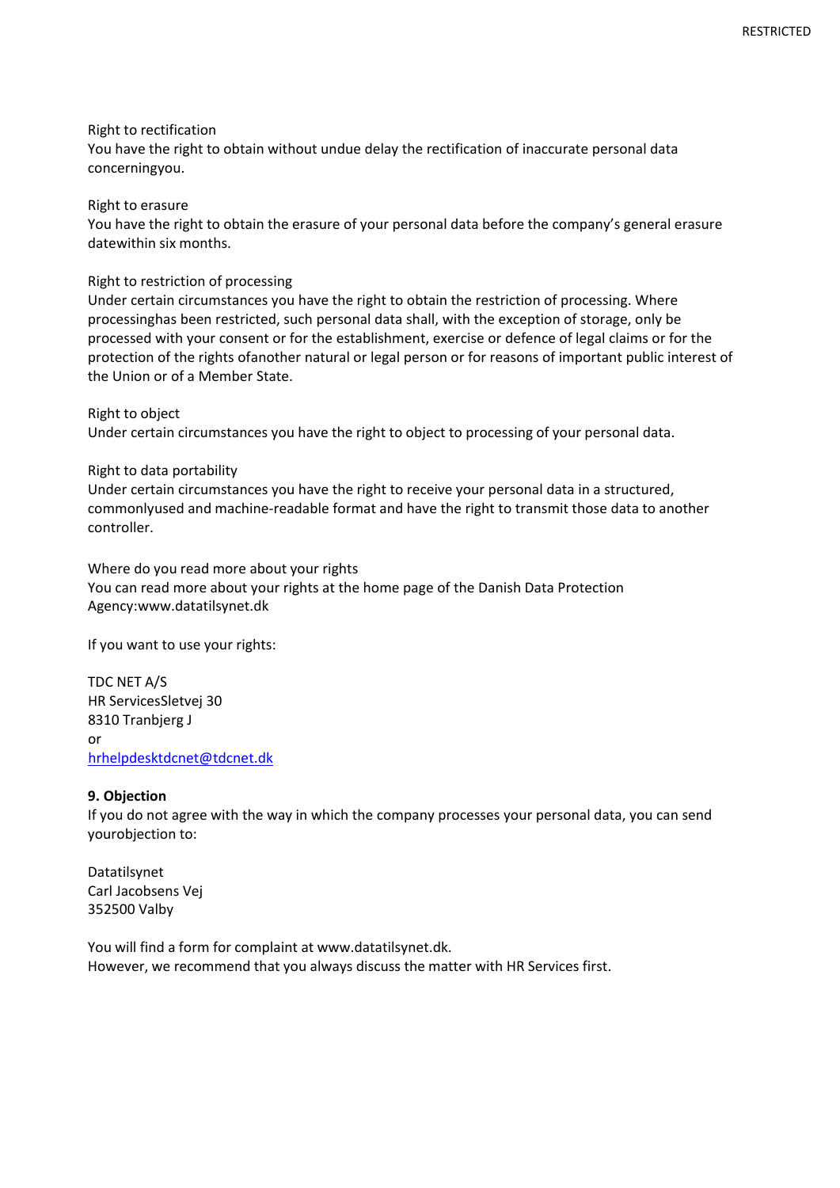Right to rectification
You have the right to obtain without undue delay the rectification of inaccurate personal data concerningyou.

Right to erasure
You have the right to obtain the erasure of your personal data before the company's general erasure datewithin six months.

Right to restriction of processing
Under certain circumstances you have the right to obtain the restriction of processing. Where processinghas been restricted, such personal data shall, with the exception of storage, only be processed with your consent or for the establishment, exercise or defence of legal claims or for the protection of the rights ofanother natural or legal person or for reasons of important public interest of the Union or of a Member State.

Right to object
Under certain circumstances you have the right to object to processing of your personal data.

Right to data portability
Under certain circumstances you have the right to receive your personal data in a structured, commonlyused and machine-readable format and have the right to transmit those data to another controller.

Where do you read more about your rights
You can read more about your rights at the home page of the Danish Data Protection Agency:www.datatilsynet.dk

If you want to use your rights:

TDC NET A/S
HR ServicesSletvej 30
8310 Tranbjerg J
or
hrhelpdesktdcnet@tdcnet.dk

**9. Objection**
If you do not agree with the way in which the company processes your personal data, you can send yourobjection to:

Datatilsynet
Carl Jacobsens Vej
352500 Valby

You will find a form for complaint at www.datatilsynet.dk.
However, we recommend that you always discuss the matter with HR Services first.